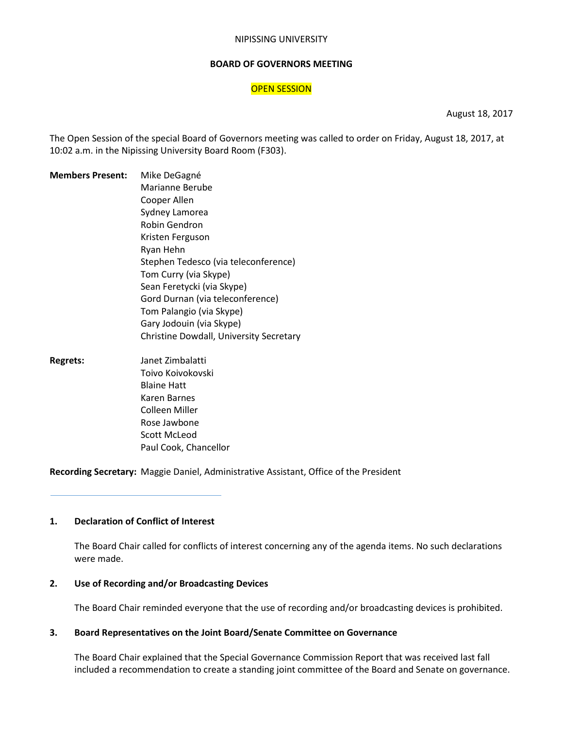NIPISSING UNIVERSITY

**BOARD OF GOVERNORS MEETING**

OPEN SESSION

August 18, 2017

The Open Session of the special Board of Governors meeting was called to order on Friday, August 18, 2017, at 10:02 a.m. in the Nipissing University Board Room (F303).

| | |
|---|---|
| **Members Present:** | Mike DeGagné |
| | Marianne Berube |
| | Cooper Allen |
| | Sydney Lamorea |
| | Robin Gendron |
| | Kristen Ferguson |
| | Ryan Hehn |
| | Stephen Tedesco (via teleconference) |
| | Tom Curry (via Skype) |
| | Sean Feretycki (via Skype) |
| | Gord Durnan (via teleconference) |
| | Tom Palangio (via Skype) |
| | Gary Jodouin (via Skype) |
| | Christine Dowdall, University Secretary |
| **Regrets:** | Janet Zimbalatti |
| | Toivo Koivokovski |
| | Blaine Hatt |
| | Karen Barnes |
| | Colleen Miller |
| | Rose Jawbone |
| | Scott McLeod |
| | Paul Cook, Chancellor |

**Recording Secretary:** Maggie Daniel, Administrative Assistant, Office of the President

---

## 1. Declaration of Conflict of Interest

The Board Chair called for conflicts of interest concerning any of the agenda items. No such declarations were made.

## 2. Use of Recording and/or Broadcasting Devices

The Board Chair reminded everyone that the use of recording and/or broadcasting devices is prohibited.

## 3. Board Representatives on the Joint Board/Senate Committee on Governance

The Board Chair explained that the Special Governance Commission Report that was received last fall included a recommendation to create a standing joint committee of the Board and Senate on governance.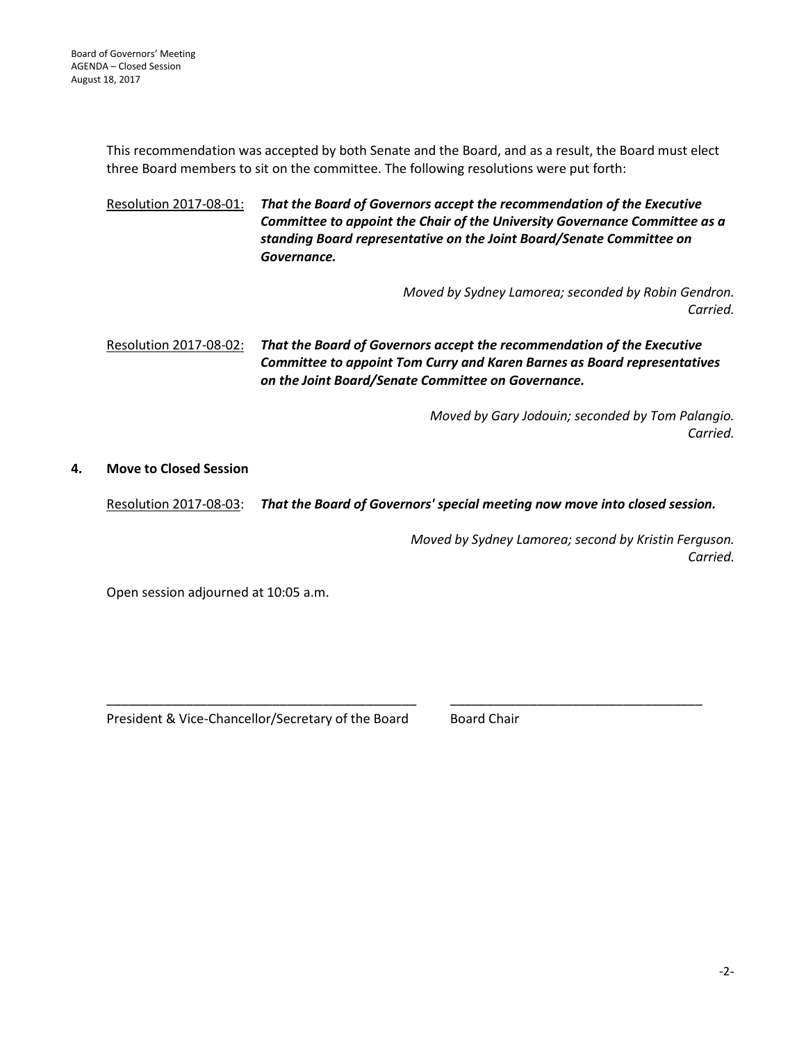This recommendation was accepted by both Senate and the Board, and as a result, the Board must elect three Board members to sit on the committee. The following resolutions were put forth:

Resolution 2017-08-01: ***That the Board of Governors accept the recommendation of the Executive Committee to appoint the Chair of the University Governance Committee as a standing Board representative on the Joint Board/Senate Committee on Governance.***

*Moved by Sydney Lamorea; seconded by Robin Gendron.*
*Carried.*

Resolution 2017-08-02: ***That the Board of Governors accept the recommendation of the Executive Committee to appoint Tom Curry and Karen Barnes as Board representatives on the Joint Board/Senate Committee on Governance.***

*Moved by Gary Jodouin; seconded by Tom Palangio.*
*Carried.*

## 4. Move to Closed Session

Resolution 2017-08-03: ***That the Board of Governors' special meeting now move into closed session.***

*Moved by Sydney Lamorea; second by Kristin Ferguson.*
*Carried.*

Open session adjourned at 10:05 a.m.

\_\_\_\_\_\_\_\_\_\_\_\_\_\_\_\_\_\_\_\_\_\_\_\_\_\_\_\_\_\_\_\_\_\_\_\_\_\_\_\_\_\_\_\_
President & Vice-Chancellor/Secretary of the Board

\_\_\_\_\_\_\_\_\_\_\_\_\_\_\_\_\_\_\_\_\_\_\_\_\_\_\_\_\_\_\_\_\_\_\_\_
Board Chair